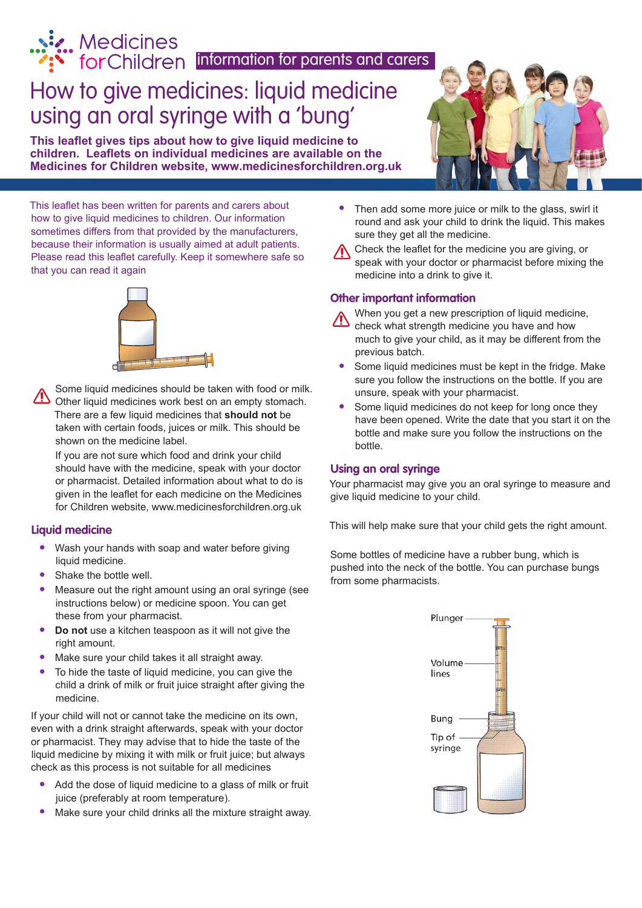Medicines for Children information for parents and carers

# How to give medicines: liquid medicine using an oral syringe with a 'bung'

**This leaflet gives tips about how to give liquid medicine to children. Leaflets on individual medicines are available on the Medicines for Children website, www.medicinesforchildren.org.uk**

This leaflet has been written for parents and carers about how to give liquid medicines to children. Our information sometimes differs from that provided by the manufacturers, because their information is usually aimed at adult patients. Please read this leaflet carefully. Keep it somewhere safe so that you can read it again

⚠ Some liquid medicines should be taken with food or milk. Other liquid medicines work best on an empty stomach. There are a few liquid medicines that **should not** be taken with certain foods, juices or milk. This should be shown on the medicine label.

If you are not sure which food and drink your child should have with the medicine, speak with your doctor or pharmacist. Detailed information about what to do is given in the leaflet for each medicine on the Medicines for Children website, www.medicinesforchildren.org.uk

## Liquid medicine

- Wash your hands with soap and water before giving liquid medicine.
- Shake the bottle well.
- Measure out the right amount using an oral syringe (see instructions below) or medicine spoon. You can get these from your pharmacist.
- **Do not** use a kitchen teaspoon as it will not give the right amount.
- Make sure your child takes it all straight away.
- To hide the taste of liquid medicine, you can give the child a drink of milk or fruit juice straight after giving the medicine.

If your child will not or cannot take the medicine on its own, even with a drink straight afterwards, speak with your doctor or pharmacist. They may advise that to hide the taste of the liquid medicine by mixing it with milk or fruit juice; but always check as this process is not suitable for all medicines

- Add the dose of liquid medicine to a glass of milk or fruit juice (preferably at room temperature).
- Make sure your child drinks all the mixture straight away.
- Then add some more juice or milk to the glass, swirl it round and ask your child to drink the liquid. This makes sure they get all the medicine.

⚠ Check the leaflet for the medicine you are giving, or speak with your doctor or pharmacist before mixing the medicine into a drink to give it.

## Other important information

⚠ When you get a new prescription of liquid medicine, check what strength medicine you have and how much to give your child, as it may be different from the previous batch.

- Some liquid medicines must be kept in the fridge. Make sure you follow the instructions on the bottle. If you are unsure, speak with your pharmacist.
- Some liquid medicines do not keep for long once they have been opened. Write the date that you start it on the bottle and make sure you follow the instructions on the bottle.

## Using an oral syringe

Your pharmacist may give you an oral syringe to measure and give liquid medicine to your child.

This will help make sure that your child gets the right amount.

Some bottles of medicine have a rubber bung, which is pushed into the neck of the bottle. You can purchase bungs from some pharmacists.

Plunger

Volume lines

Bung

Tip of syringe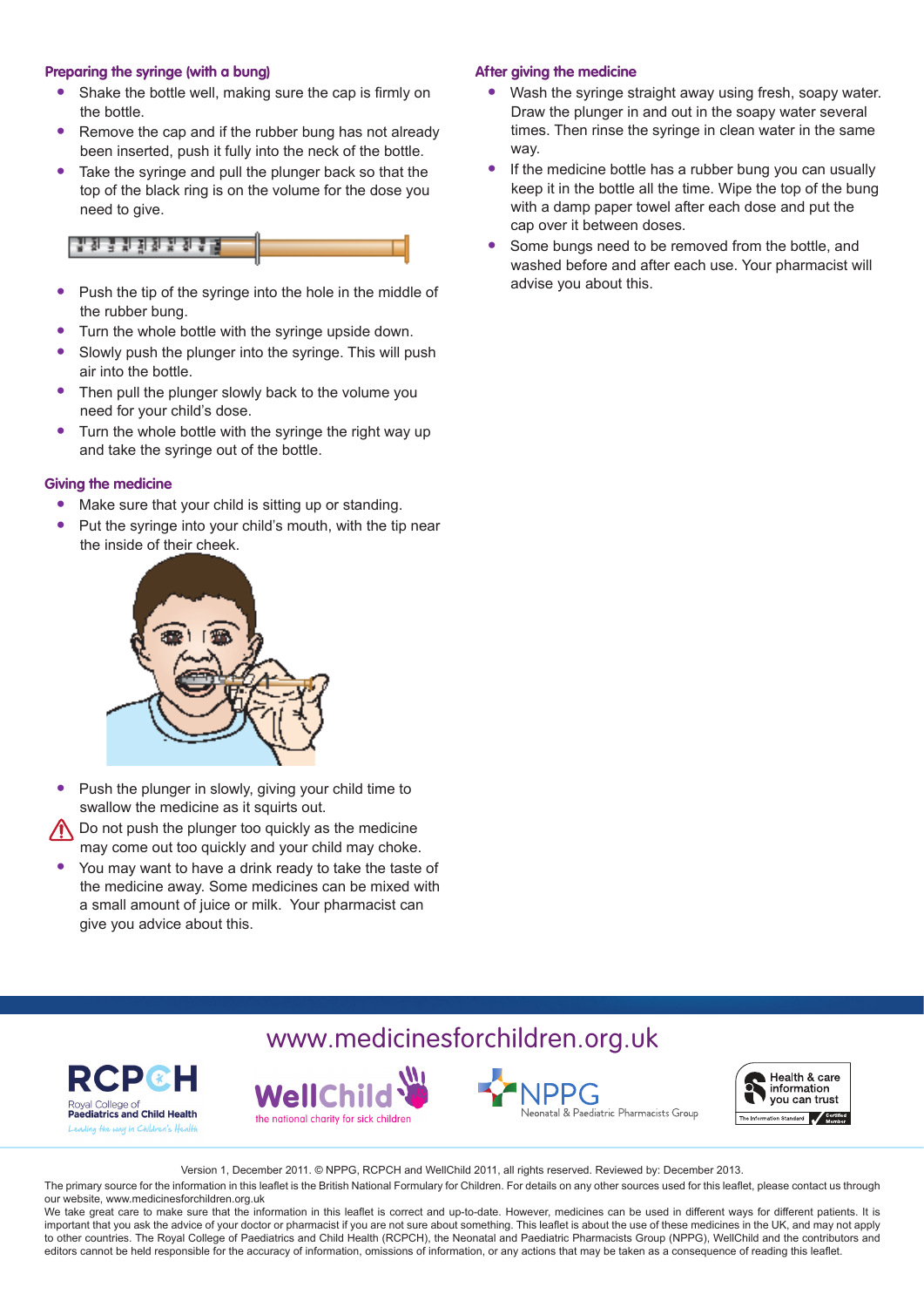## Preparing the syringe (with a bung)

- Shake the bottle well, making sure the cap is firmly on the bottle.
- Remove the cap and if the rubber bung has not already been inserted, push it fully into the neck of the bottle.
- Take the syringe and pull the plunger back so that the top of the black ring is on the volume for the dose you need to give.

- Push the tip of the syringe into the hole in the middle of the rubber bung.
- Turn the whole bottle with the syringe upside down.
- Slowly push the plunger into the syringe. This will push air into the bottle.
- Then pull the plunger slowly back to the volume you need for your child's dose.
- Turn the whole bottle with the syringe the right way up and take the syringe out of the bottle.

## Giving the medicine

- Make sure that your child is sitting up or standing.
- Put the syringe into your child's mouth, with the tip near the inside of their cheek.

- Push the plunger in slowly, giving your child time to swallow the medicine as it squirts out.

⚠ Do not push the plunger too quickly as the medicine may come out too quickly and your child may choke.

- You may want to have a drink ready to take the taste of the medicine away. Some medicines can be mixed with a small amount of juice or milk. Your pharmacist can give you advice about this.

## After giving the medicine

- Wash the syringe straight away using fresh, soapy water. Draw the plunger in and out in the soapy water several times. Then rinse the syringe in clean water in the same way.
- If the medicine bottle has a rubber bung you can usually keep it in the bottle all the time. Wipe the top of the bung with a damp paper towel after each dose and put the cap over it between doses.
- Some bungs need to be removed from the bottle, and washed before and after each use. Your pharmacist will advise you about this.

www.medicinesforchildren.org.uk

RCPCH Royal College of Paediatrics and Child Health — Leading the way in Children's Health

WellChild — the national charity for sick children

NPPG — Neonatal & Paediatric Pharmacists Group

Health & care information you can trust — The Information Standard — Certified Member

Version 1, December 2011. © NPPG, RCPCH and WellChild 2011, all rights reserved. Reviewed by: December 2013.

The primary source for the information in this leaflet is the British National Formulary for Children. For details on any other sources used for this leaflet, please contact us through our website, www.medicinesforchildren.org.uk

We take great care to make sure that the information in this leaflet is correct and up-to-date. However, medicines can be used in different ways for different patients. It is important that you ask the advice of your doctor or pharmacist if you are not sure about something. This leaflet is about the use of these medicines in the UK, and may not apply to other countries. The Royal College of Paediatrics and Child Health (RCPCH), the Neonatal and Paediatric Pharmacists Group (NPPG), WellChild and the contributors and editors cannot be held responsible for the accuracy of information, omissions of information, or any actions that may be taken as a consequence of reading this leaflet.